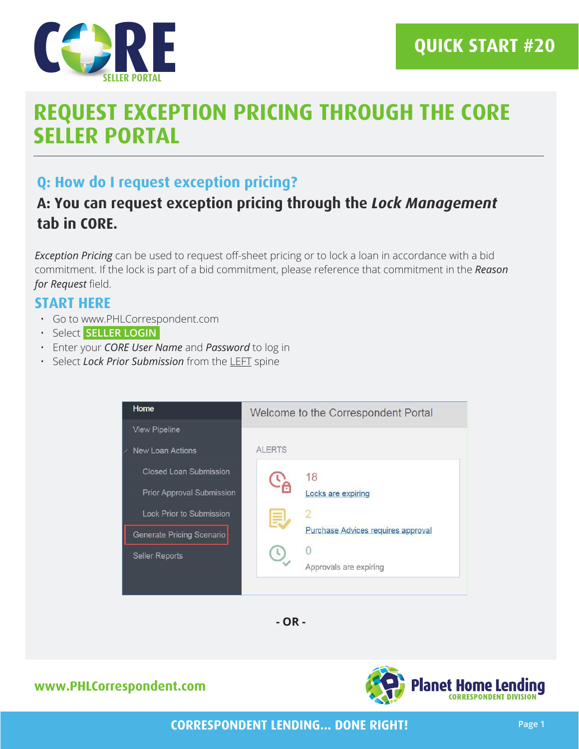# REQUEST EXCEPTION PRICING THROUGH THE CORE SELLER PORTAL

## Q: How do I request exception pricing?

### A: You can request exception pricing through the *Lock Management* tab in CORE.

*Exception Pricing* can be used to request off-sheet pricing or to lock a loan in accordance with a bid commitment. If the lock is part of a bid commitment, please reference that commitment in the *Reason for Request* field.

## START HERE

- Go to www.PHLCorrespondent.com
- Select **SELLER LOGIN**
- Enter your *CORE User Name* and *Password* to log in
- Select *Lock Prior Submission* from the LEFT spine

Home
View Pipeline
New Loan Actions
Closed Loan Submission
Prior Approval Submission
Lock Prior to Submission
Generate Pricing Scenario
Seller Reports

Welcome to the Correspondent Portal

ALERTS

18
Locks are expiring

2
Purchase Advices requires approval

0
Approvals are expiring

**- OR -**

www.PHLCorrespondent.com

Planet Home Lending
CORRESPONDENT DIVISION

CORRESPONDENT LENDING... DONE RIGHT!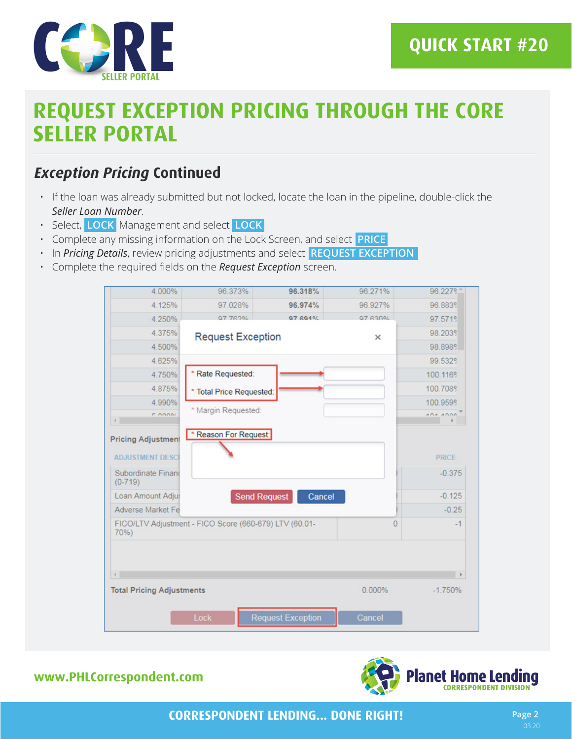# REQUEST EXCEPTION PRICING THROUGH THE CORE SELLER PORTAL

## *Exception Pricing* Continued

- If the loan was already submitted but not locked, locate the loan in the pipeline, double-click the *Seller Loan Number*.
- Select, LOCK Management and select LOCK
- Complete any missing information on the Lock Screen, and select PRICE
- In *Pricing Details*, review pricing adjustments and select REQUEST EXCEPTION
- Complete the required fields on the *Request Exception* screen.

www.PHLCorrespondent.com

CORRESPONDENT LENDING... DONE RIGHT!